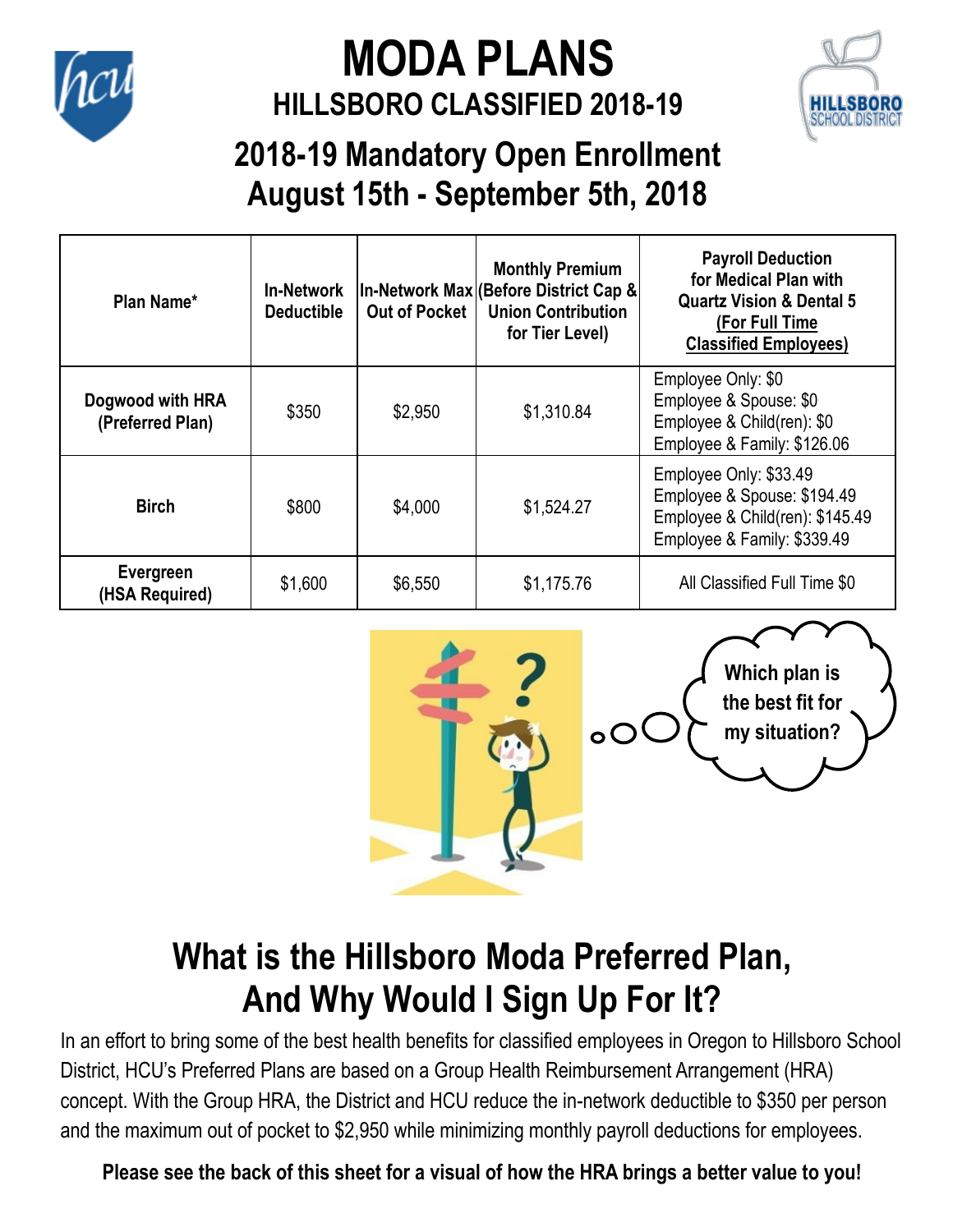# MODA PLANS

## HILLSBORO CLASSIFIED 2018-19

## 2018-19 Mandatory Open Enrollment August 15th - September 5th, 2018

| Plan Name* | In-Network Deductible | In-Network Max Out of Pocket | Monthly Premium (Before District Cap & Union Contribution for Tier Level) | Payroll Deduction for Medical Plan with Quartz Vision & Dental 5 (For Full Time Classified Employees) |
|---|---|---|---|---|
| Dogwood with HRA (Preferred Plan) | $350 | $2,950 | $1,310.84 | Employee Only: $0<br>Employee & Spouse: $0<br>Employee & Child(ren): $0<br>Employee & Family: $126.06 |
| Birch | $800 | $4,000 | $1,524.27 | Employee Only: $33.49<br>Employee & Spouse: $194.49<br>Employee & Child(ren): $145.49<br>Employee & Family: $339.49 |
| Evergreen (HSA Required) | $1,600 | $6,550 | $1,175.76 | All Classified Full Time $0 |

Which plan is the best fit for my situation?

## What is the Hillsboro Moda Preferred Plan, And Why Would I Sign Up For It?

In an effort to bring some of the best health benefits for classified employees in Oregon to Hillsboro School District, HCU's Preferred Plans are based on a Group Health Reimbursement Arrangement (HRA) concept. With the Group HRA, the District and HCU reduce the in-network deductible to $350 per person and the maximum out of pocket to $2,950 while minimizing monthly payroll deductions for employees.

**Please see the back of this sheet for a visual of how the HRA brings a better value to you!**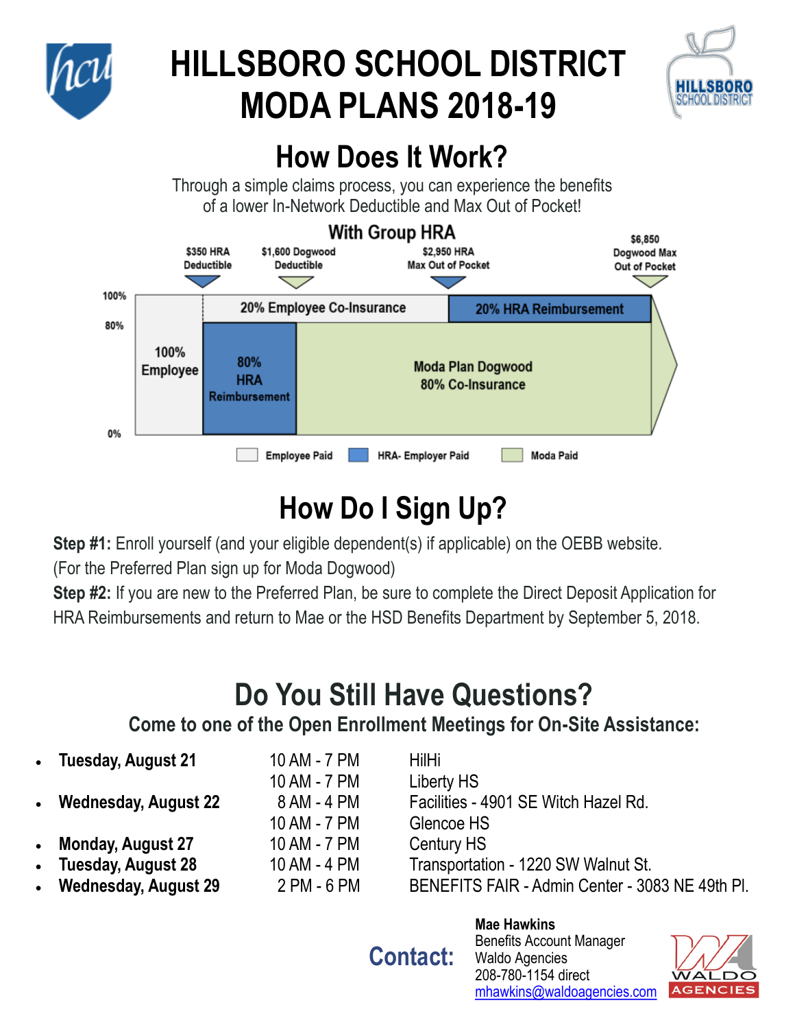# HILLSBORO SCHOOL DISTRICT MODA PLANS 2018-19

## How Does It Work?

Through a simple claims process, you can experience the benefits of a lower In-Network Deductible and Max Out of Pocket!

With Group HRA

$350 HRA Deductible

$1,600 Dogwood Deductible

$2,950 HRA Max Out of Pocket

$6,850 Dogwood Max Out of Pocket

100%

80%

0%

100% Employee

20% Employee Co-Insurance

20% HRA Reimbursement

80% HRA Reimbursement

Moda Plan Dogwood 80% Co-Insurance

Employee Paid

HRA- Employer Paid

Moda Paid

## How Do I Sign Up?

**Step #1:** Enroll yourself (and your eligible dependent(s) if applicable) on the OEBB website. (For the Preferred Plan sign up for Moda Dogwood)

**Step #2:** If you are new to the Preferred Plan, be sure to complete the Direct Deposit Application for HRA Reimbursements and return to Mae or the HSD Benefits Department by September 5, 2018.

## Do You Still Have Questions?

### Come to one of the Open Enrollment Meetings for On-Site Assistance:

| | | |
|---|---|---|
| • **Tuesday, August 21** | 10 AM - 7 PM | HilHi |
| | 10 AM - 7 PM | Liberty HS |
| • **Wednesday, August 22** | 8 AM - 4 PM | Facilities - 4901 SE Witch Hazel Rd. |
| | 10 AM - 7 PM | Glencoe HS |
| • **Monday, August 27** | 10 AM - 7 PM | Century HS |
| • **Tuesday, August 28** | 10 AM - 4 PM | Transportation - 1220 SW Walnut St. |
| • **Wednesday, August 29** | 2 PM - 6 PM | BENEFITS FAIR - Admin Center - 3083 NE 49th Pl. |

**Contact:**

**Mae Hawkins**
Benefits Account Manager
Waldo Agencies
208-780-1154 direct
mhawkins@waldoagencies.com